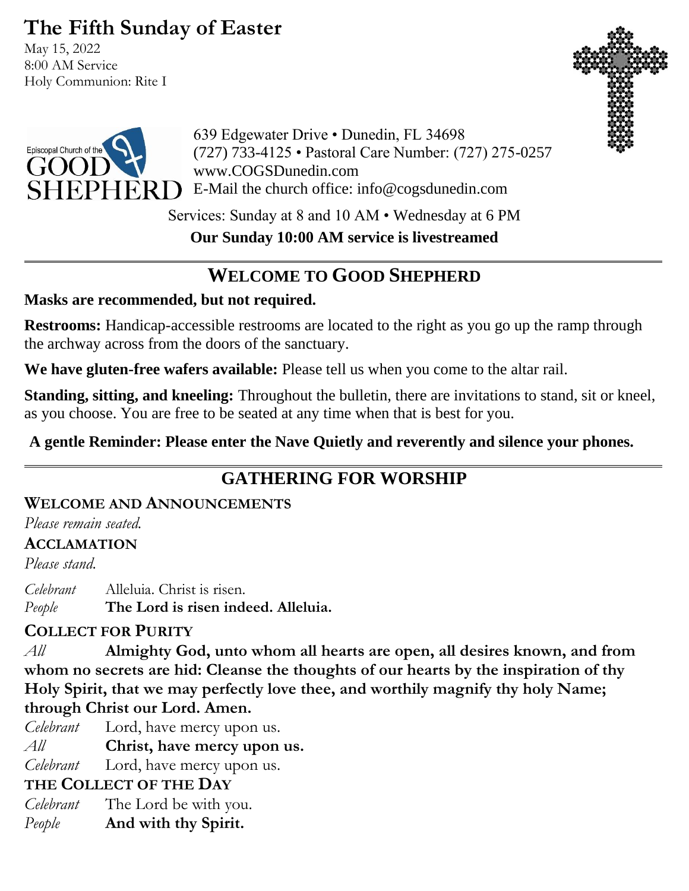# The Fifth Sunday of Easter

May 15, 2022
8:00 AM Service
Holy Communion: Rite I

Episcopal Church of the GOOD SHEPHERD

639 Edgewater Drive • Dunedin, FL 34698
(727) 733-4125 • Pastoral Care Number: (727) 275-0257
www.COGSDunedin.com
E-Mail the church office: info@cogsdunedin.com

Services: Sunday at 8 and 10 AM • Wednesday at 6 PM

**Our Sunday 10:00 AM service is livestreamed**

## WELCOME TO GOOD SHEPHERD

**Masks are recommended, but not required.**

**Restrooms:** Handicap-accessible restrooms are located to the right as you go up the ramp through the archway across from the doors of the sanctuary.

**We have gluten-free wafers available:** Please tell us when you come to the altar rail.

**Standing, sitting, and kneeling:** Throughout the bulletin, there are invitations to stand, sit or kneel, as you choose. You are free to be seated at any time when that is best for you.

**A gentle Reminder: Please enter the Nave Quietly and reverently and silence your phones.**

## GATHERING FOR WORSHIP

### WELCOME AND ANNOUNCEMENTS

*Please remain seated.*

### ACCLAMATION

*Please stand.*

*Celebrant* Alleluia. Christ is risen.
*People* **The Lord is risen indeed. Alleluia.**

### COLLECT FOR PURITY

*All* **Almighty God, unto whom all hearts are open, all desires known, and from whom no secrets are hid: Cleanse the thoughts of our hearts by the inspiration of thy Holy Spirit, that we may perfectly love thee, and worthily magnify thy holy Name; through Christ our Lord. Amen.**

*Celebrant* Lord, have mercy upon us.
*All* **Christ, have mercy upon us.**
*Celebrant* Lord, have mercy upon us.

### THE COLLECT OF THE DAY

*Celebrant* The Lord be with you.
*People* **And with thy Spirit.**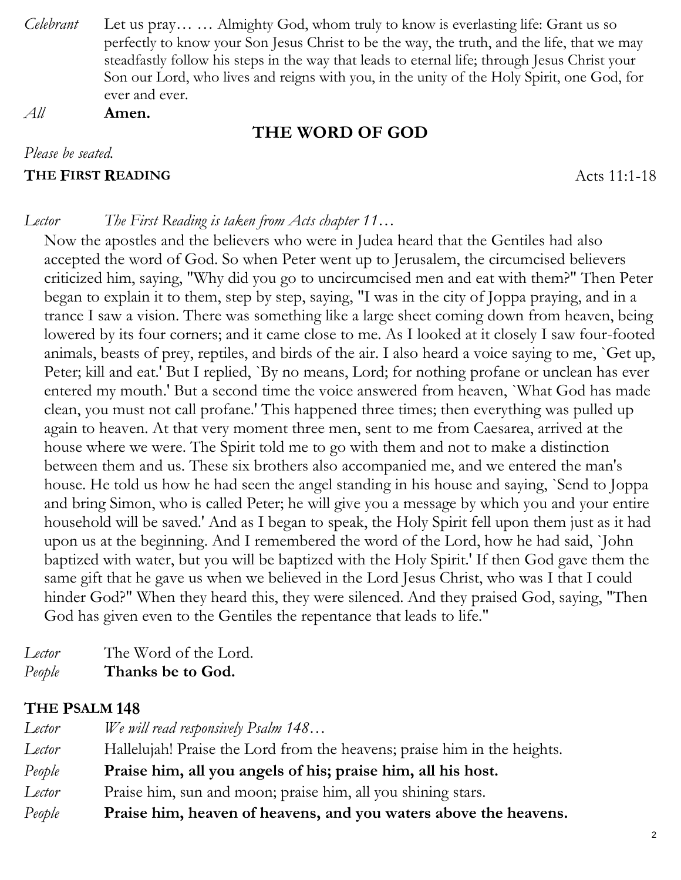*Celebrant* Let us pray… … Almighty God, whom truly to know is everlasting life: Grant us so perfectly to know your Son Jesus Christ to be the way, the truth, and the life, that we may steadfastly follow his steps in the way that leads to eternal life; through Jesus Christ your Son our Lord, who lives and reigns with you, in the unity of the Holy Spirit, one God, for ever and ever.

*All* **Amen.**

## THE WORD OF GOD

*Please be seated.*

**THE FIRST READING** Acts 11:1-18

*Lector* *The First Reading is taken from Acts chapter 11…*

Now the apostles and the believers who were in Judea heard that the Gentiles had also accepted the word of God. So when Peter went up to Jerusalem, the circumcised believers criticized him, saying, "Why did you go to uncircumcised men and eat with them?" Then Peter began to explain it to them, step by step, saying, "I was in the city of Joppa praying, and in a trance I saw a vision. There was something like a large sheet coming down from heaven, being lowered by its four corners; and it came close to me. As I looked at it closely I saw four-footed animals, beasts of prey, reptiles, and birds of the air. I also heard a voice saying to me, `Get up, Peter; kill and eat.' But I replied, `By no means, Lord; for nothing profane or unclean has ever entered my mouth.' But a second time the voice answered from heaven, `What God has made clean, you must not call profane.' This happened three times; then everything was pulled up again to heaven. At that very moment three men, sent to me from Caesarea, arrived at the house where we were. The Spirit told me to go with them and not to make a distinction between them and us. These six brothers also accompanied me, and we entered the man's house. He told us how he had seen the angel standing in his house and saying, `Send to Joppa and bring Simon, who is called Peter; he will give you a message by which you and your entire household will be saved.' And as I began to speak, the Holy Spirit fell upon them just as it had upon us at the beginning. And I remembered the word of the Lord, how he had said, `John baptized with water, but you will be baptized with the Holy Spirit.' If then God gave them the same gift that he gave us when we believed in the Lord Jesus Christ, who was I that I could hinder God?" When they heard this, they were silenced. And they praised God, saying, "Then God has given even to the Gentiles the repentance that leads to life."

*Lector* The Word of the Lord.
*People* **Thanks be to God.**

**THE PSALM 148**

*Lector* *We will read responsively Psalm 148…*
*Lector* Hallelujah! Praise the Lord from the heavens; praise him in the heights.
*People* **Praise him, all you angels of his; praise him, all his host.**
*Lector* Praise him, sun and moon; praise him, all you shining stars.
*People* **Praise him, heaven of heavens, and you waters above the heavens.**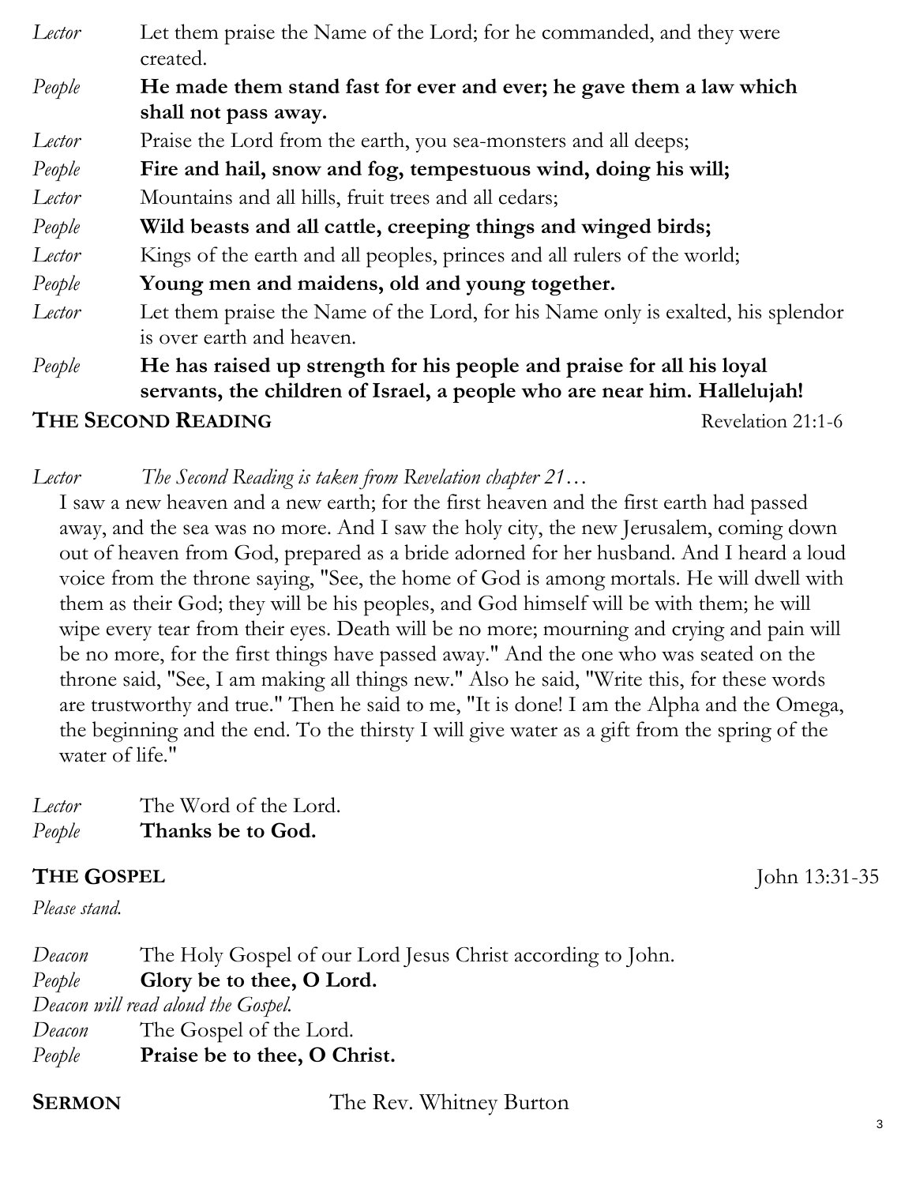*Lector* Let them praise the Name of the Lord; for he commanded, and they were created.

*People* **He made them stand fast for ever and ever; he gave them a law which shall not pass away.**

*Lector* Praise the Lord from the earth, you sea-monsters and all deeps;

*People* **Fire and hail, snow and fog, tempestuous wind, doing his will;**

*Lector* Mountains and all hills, fruit trees and all cedars;

*People* **Wild beasts and all cattle, creeping things and winged birds;**

*Lector* Kings of the earth and all peoples, princes and all rulers of the world;

*People* **Young men and maidens, old and young together.**

*Lector* Let them praise the Name of the Lord, for his Name only is exalted, his splendor is over earth and heaven.

*People* **He has raised up strength for his people and praise for all his loyal servants, the children of Israel, a people who are near him. Hallelujah!**

## THE SECOND READING — Revelation 21:1-6

*Lector* *The Second Reading is taken from Revelation chapter 21…*

I saw a new heaven and a new earth; for the first heaven and the first earth had passed away, and the sea was no more. And I saw the holy city, the new Jerusalem, coming down out of heaven from God, prepared as a bride adorned for her husband. And I heard a loud voice from the throne saying, "See, the home of God is among mortals. He will dwell with them as their God; they will be his peoples, and God himself will be with them; he will wipe every tear from their eyes. Death will be no more; mourning and crying and pain will be no more, for the first things have passed away." And the one who was seated on the throne said, "See, I am making all things new." Also he said, "Write this, for these words are trustworthy and true." Then he said to me, "It is done! I am the Alpha and the Omega, the beginning and the end. To the thirsty I will give water as a gift from the spring of the water of life."

*Lector* The Word of the Lord.

*People* **Thanks be to God.**

## THE GOSPEL — John 13:31-35

*Please stand.*

*Deacon* The Holy Gospel of our Lord Jesus Christ according to John.

*People* **Glory be to thee, O Lord.**

*Deacon will read aloud the Gospel.*

*Deacon* The Gospel of the Lord.

*People* **Praise be to thee, O Christ.**

## SERMON — The Rev. Whitney Burton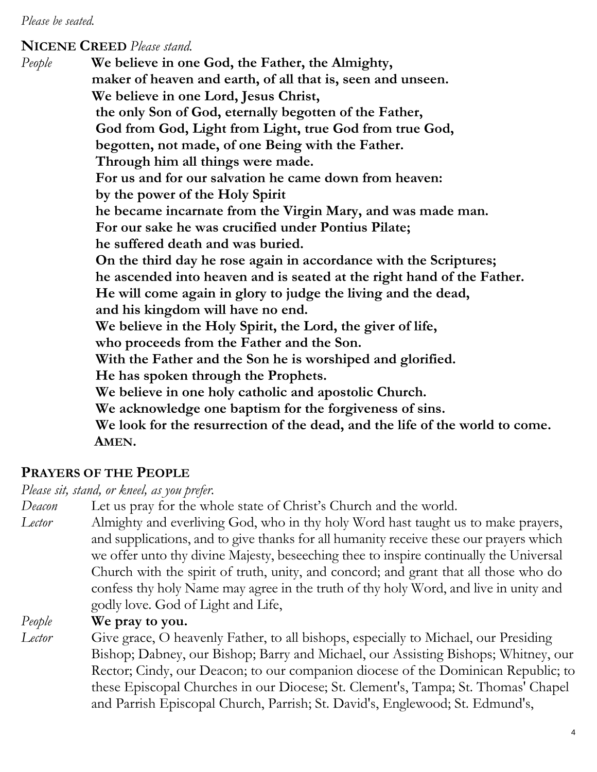*Please be seated.*

**NICENE CREED** *Please stand.*

*People* **We believe in one God, the Father, the Almighty,
maker of heaven and earth, of all that is, seen and unseen.
We believe in one Lord, Jesus Christ,
the only Son of God, eternally begotten of the Father,
God from God, Light from Light, true God from true God,
begotten, not made, of one Being with the Father.
Through him all things were made.
For us and for our salvation he came down from heaven:
by the power of the Holy Spirit
he became incarnate from the Virgin Mary, and was made man.
For our sake he was crucified under Pontius Pilate;
he suffered death and was buried.
On the third day he rose again in accordance with the Scriptures;
he ascended into heaven and is seated at the right hand of the Father.
He will come again in glory to judge the living and the dead,
and his kingdom will have no end.
We believe in the Holy Spirit, the Lord, the giver of life,
who proceeds from the Father and the Son.
With the Father and the Son he is worshiped and glorified.
He has spoken through the Prophets.
We believe in one holy catholic and apostolic Church.
We acknowledge one baptism for the forgiveness of sins.
We look for the resurrection of the dead, and the life of the world to come.
AMEN.**

**PRAYERS OF THE PEOPLE**

*Please sit, stand, or kneel, as you prefer.*

*Deacon* Let us pray for the whole state of Christ's Church and the world.

*Lector* Almighty and everliving God, who in thy holy Word hast taught us to make prayers, and supplications, and to give thanks for all humanity receive these our prayers which we offer unto thy divine Majesty, beseeching thee to inspire continually the Universal Church with the spirit of truth, unity, and concord; and grant that all those who do confess thy holy Name may agree in the truth of thy holy Word, and live in unity and godly love. God of Light and Life,

*People* **We pray to you.**

*Lector* Give grace, O heavenly Father, to all bishops, especially to Michael, our Presiding Bishop; Dabney, our Bishop; Barry and Michael, our Assisting Bishops; Whitney, our Rector; Cindy, our Deacon; to our companion diocese of the Dominican Republic; to these Episcopal Churches in our Diocese; St. Clement's, Tampa; St. Thomas' Chapel and Parrish Episcopal Church, Parrish; St. David's, Englewood; St. Edmund's,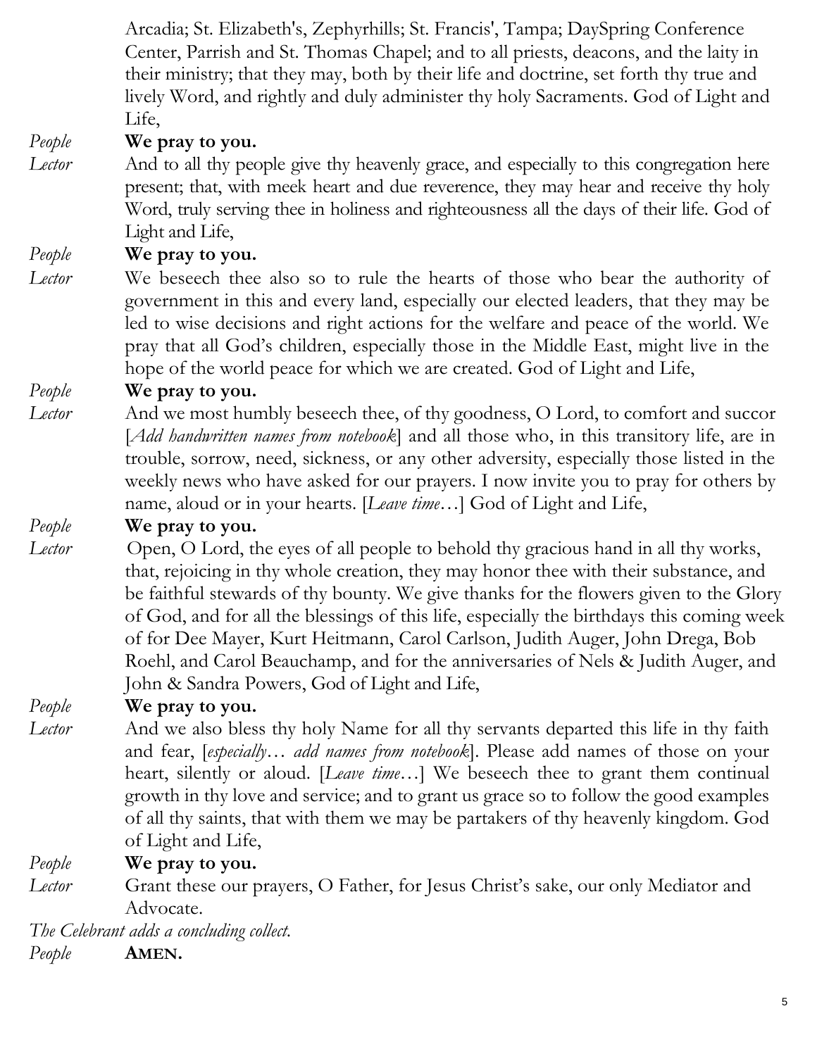Arcadia; St. Elizabeth's, Zephyrhills; St. Francis', Tampa; DaySpring Conference Center, Parrish and St. Thomas Chapel; and to all priests, deacons, and the laity in their ministry; that they may, both by their life and doctrine, set forth thy true and lively Word, and rightly and duly administer thy holy Sacraments. God of Light and Life,

*People* **We pray to you.**

*Lector* And to all thy people give thy heavenly grace, and especially to this congregation here present; that, with meek heart and due reverence, they may hear and receive thy holy Word, truly serving thee in holiness and righteousness all the days of their life. God of Light and Life,

*People* **We pray to you.**

*Lector* We beseech thee also so to rule the hearts of those who bear the authority of government in this and every land, especially our elected leaders, that they may be led to wise decisions and right actions for the welfare and peace of the world. We pray that all God's children, especially those in the Middle East, might live in the hope of the world peace for which we are created. God of Light and Life,

*People* **We pray to you.**

*Lector* And we most humbly beseech thee, of thy goodness, O Lord, to comfort and succor [*Add handwritten names from notebook*] and all those who, in this transitory life, are in trouble, sorrow, need, sickness, or any other adversity, especially those listed in the weekly news who have asked for our prayers. I now invite you to pray for others by name, aloud or in your hearts. [*Leave time*…] God of Light and Life,

*People* **We pray to you.**

*Lector* Open, O Lord, the eyes of all people to behold thy gracious hand in all thy works, that, rejoicing in thy whole creation, they may honor thee with their substance, and be faithful stewards of thy bounty. We give thanks for the flowers given to the Glory of God, and for all the blessings of this life, especially the birthdays this coming week of for Dee Mayer, Kurt Heitmann, Carol Carlson, Judith Auger, John Drega, Bob Roehl, and Carol Beauchamp, and for the anniversaries of Nels & Judith Auger, and John & Sandra Powers, God of Light and Life,

*People* **We pray to you.**

*Lector* And we also bless thy holy Name for all thy servants departed this life in thy faith and fear, [*especially… add names from notebook*]. Please add names of those on your heart, silently or aloud. [*Leave time*…] We beseech thee to grant them continual growth in thy love and service; and to grant us grace so to follow the good examples of all thy saints, that with them we may be partakers of thy heavenly kingdom. God of Light and Life,

*People* **We pray to you.**

*Lector* Grant these our prayers, O Father, for Jesus Christ's sake, our only Mediator and Advocate.

*The Celebrant adds a concluding collect.*

*People* **AMEN.**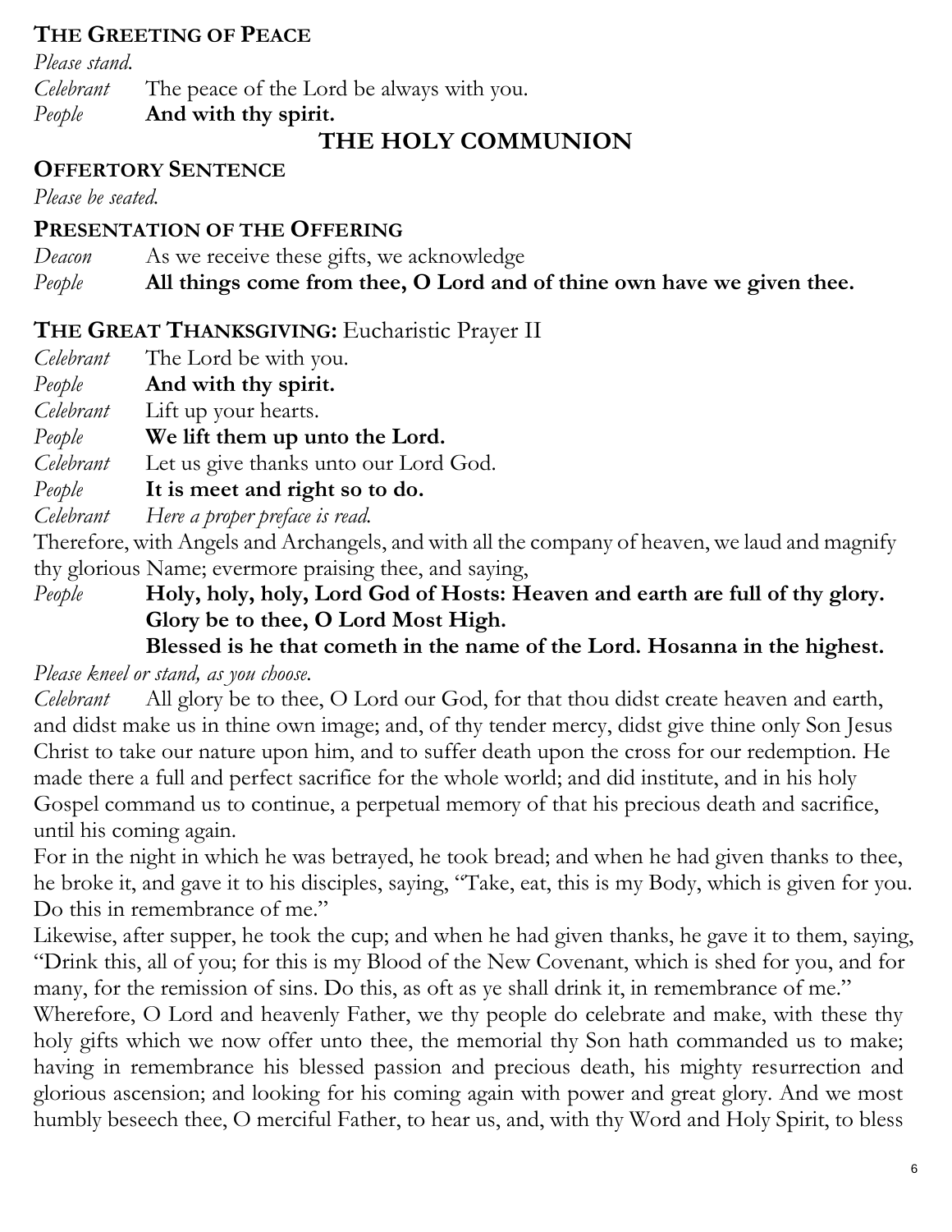## THE GREETING OF PEACE

*Please stand.*

*Celebrant* The peace of the Lord be always with you.

*People* **And with thy spirit.**

# THE HOLY COMMUNION

## OFFERTORY SENTENCE

*Please be seated.*

## PRESENTATION OF THE OFFERING

*Deacon* As we receive these gifts, we acknowledge

*People* **All things come from thee, O Lord and of thine own have we given thee.**

## THE GREAT THANKSGIVING: Eucharistic Prayer II

*Celebrant* The Lord be with you.

*People* **And with thy spirit.**

*Celebrant* Lift up your hearts.

*People* **We lift them up unto the Lord.**

*Celebrant* Let us give thanks unto our Lord God.

*People* **It is meet and right so to do.**

*Celebrant* *Here a proper preface is read.*

Therefore, with Angels and Archangels, and with all the company of heaven, we laud and magnify thy glorious Name; evermore praising thee, and saying,

*People* **Holy, holy, holy, Lord God of Hosts: Heaven and earth are full of thy glory. Glory be to thee, O Lord Most High.**
**Blessed is he that cometh in the name of the Lord. Hosanna in the highest.**

*Please kneel or stand, as you choose.*

*Celebrant* All glory be to thee, O Lord our God, for that thou didst create heaven and earth, and didst make us in thine own image; and, of thy tender mercy, didst give thine only Son Jesus Christ to take our nature upon him, and to suffer death upon the cross for our redemption. He made there a full and perfect sacrifice for the whole world; and did institute, and in his holy Gospel command us to continue, a perpetual memory of that his precious death and sacrifice, until his coming again.

For in the night in which he was betrayed, he took bread; and when he had given thanks to thee, he broke it, and gave it to his disciples, saying, "Take, eat, this is my Body, which is given for you. Do this in remembrance of me."

Likewise, after supper, he took the cup; and when he had given thanks, he gave it to them, saying, "Drink this, all of you; for this is my Blood of the New Covenant, which is shed for you, and for many, for the remission of sins. Do this, as oft as ye shall drink it, in remembrance of me."

Wherefore, O Lord and heavenly Father, we thy people do celebrate and make, with these thy holy gifts which we now offer unto thee, the memorial thy Son hath commanded us to make; having in remembrance his blessed passion and precious death, his mighty resurrection and glorious ascension; and looking for his coming again with power and great glory. And we most humbly beseech thee, O merciful Father, to hear us, and, with thy Word and Holy Spirit, to bless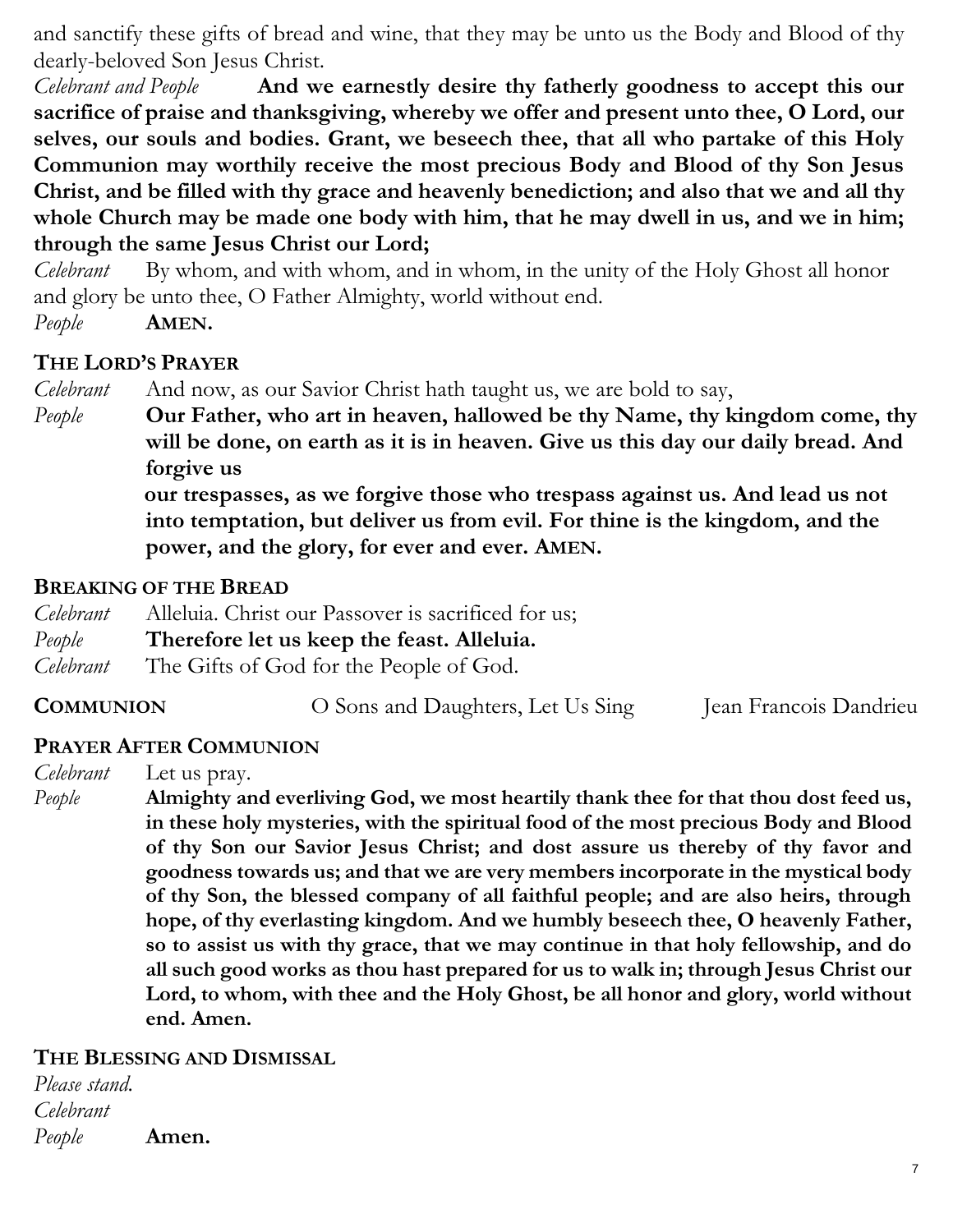and sanctify these gifts of bread and wine, that they may be unto us the Body and Blood of thy dearly-beloved Son Jesus Christ.

*Celebrant and People* **And we earnestly desire thy fatherly goodness to accept this our sacrifice of praise and thanksgiving, whereby we offer and present unto thee, O Lord, our selves, our souls and bodies. Grant, we beseech thee, that all who partake of this Holy Communion may worthily receive the most precious Body and Blood of thy Son Jesus Christ, and be filled with thy grace and heavenly benediction; and also that we and all thy whole Church may be made one body with him, that he may dwell in us, and we in him; through the same Jesus Christ our Lord;**

*Celebrant* By whom, and with whom, and in whom, in the unity of the Holy Ghost all honor and glory be unto thee, O Father Almighty, world without end.

*People* **AMEN.**

## THE LORD'S PRAYER

*Celebrant* And now, as our Savior Christ hath taught us, we are bold to say,

*People* **Our Father, who art in heaven, hallowed be thy Name, thy kingdom come, thy will be done, on earth as it is in heaven. Give us this day our daily bread. And forgive us our trespasses, as we forgive those who trespass against us. And lead us not into temptation, but deliver us from evil. For thine is the kingdom, and the power, and the glory, for ever and ever. AMEN.**

## BREAKING OF THE BREAD

*Celebrant* Alleluia. Christ our Passover is sacrificed for us;

*People* **Therefore let us keep the feast. Alleluia.**

*Celebrant* The Gifts of God for the People of God.

**COMMUNION** O Sons and Daughters, Let Us Sing Jean Francois Dandrieu

## PRAYER AFTER COMMUNION

*Celebrant* Let us pray.

*People* **Almighty and everliving God, we most heartily thank thee for that thou dost feed us, in these holy mysteries, with the spiritual food of the most precious Body and Blood of thy Son our Savior Jesus Christ; and dost assure us thereby of thy favor and goodness towards us; and that we are very members incorporate in the mystical body of thy Son, the blessed company of all faithful people; and are also heirs, through hope, of thy everlasting kingdom. And we humbly beseech thee, O heavenly Father, so to assist us with thy grace, that we may continue in that holy fellowship, and do all such good works as thou hast prepared for us to walk in; through Jesus Christ our Lord, to whom, with thee and the Holy Ghost, be all honor and glory, world without end. Amen.**

## THE BLESSING AND DISMISSAL

*Please stand.*

*Celebrant*

*People* **Amen.**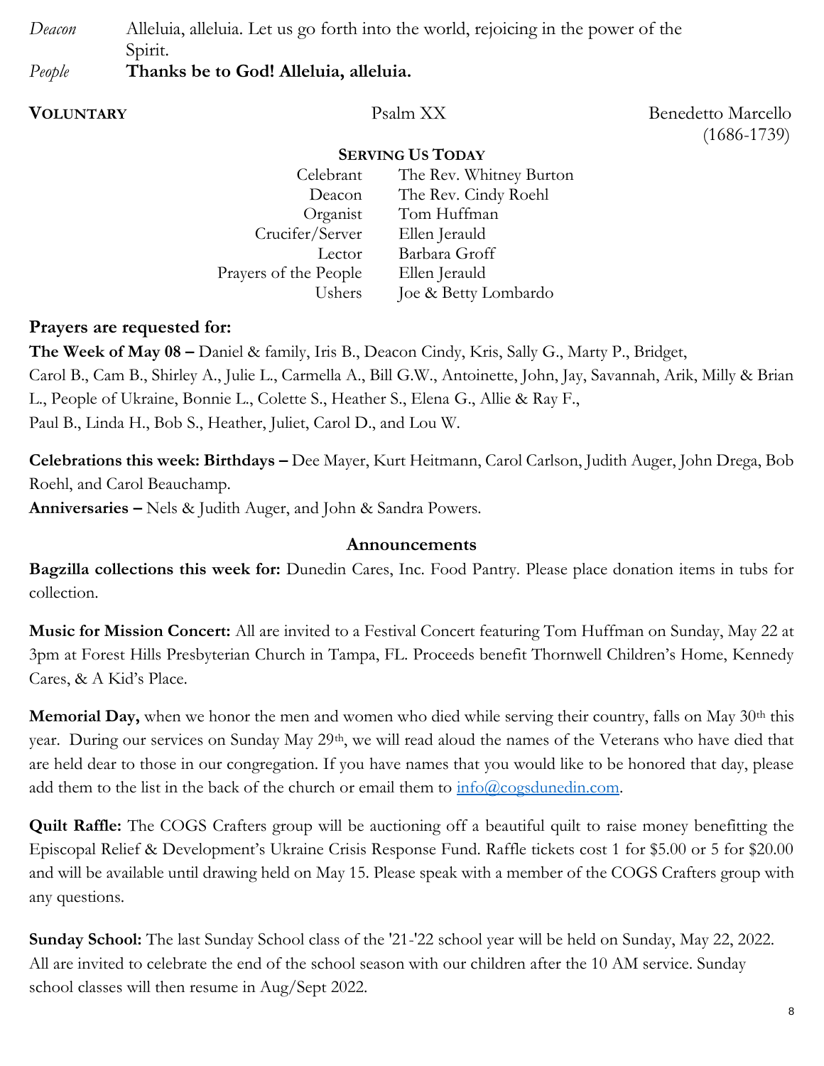*Deacon* Alleluia, alleluia. Let us go forth into the world, rejoicing in the power of the Spirit.

*People* **Thanks be to God! Alleluia, alleluia.**

**VOLUNTARY** Psalm XX Benedetto Marcello (1686-1739)

**SERVING US TODAY**

| | |
|---|---|
| Celebrant | The Rev. Whitney Burton |
| Deacon | The Rev. Cindy Roehl |
| Organist | Tom Huffman |
| Crucifer/Server | Ellen Jerauld |
| Lector | Barbara Groff |
| Prayers of the People | Ellen Jerauld |
| Ushers | Joe & Betty Lombardo |

**Prayers are requested for:**

**The Week of May 08 –** Daniel & family, Iris B., Deacon Cindy, Kris, Sally G., Marty P., Bridget, Carol B., Cam B., Shirley A., Julie L., Carmella A., Bill G.W., Antoinette, John, Jay, Savannah, Arik, Milly & Brian L., People of Ukraine, Bonnie L., Colette S., Heather S., Elena G., Allie & Ray F., Paul B., Linda H., Bob S., Heather, Juliet, Carol D., and Lou W.

**Celebrations this week: Birthdays –** Dee Mayer, Kurt Heitmann, Carol Carlson, Judith Auger, John Drega, Bob Roehl, and Carol Beauchamp.

**Anniversaries –** Nels & Judith Auger, and John & Sandra Powers.

## Announcements

**Bagzilla collections this week for:** Dunedin Cares, Inc. Food Pantry. Please place donation items in tubs for collection.

**Music for Mission Concert:** All are invited to a Festival Concert featuring Tom Huffman on Sunday, May 22 at 3pm at Forest Hills Presbyterian Church in Tampa, FL. Proceeds benefit Thornwell Children's Home, Kennedy Cares, & A Kid's Place.

**Memorial Day,** when we honor the men and women who died while serving their country, falls on May 30th this year. During our services on Sunday May 29th, we will read aloud the names of the Veterans who have died that are held dear to those in our congregation. If you have names that you would like to be honored that day, please add them to the list in the back of the church or email them to info@cogsdunedin.com.

**Quilt Raffle:** The COGS Crafters group will be auctioning off a beautiful quilt to raise money benefitting the Episcopal Relief & Development's Ukraine Crisis Response Fund. Raffle tickets cost 1 for $5.00 or 5 for $20.00 and will be available until drawing held on May 15. Please speak with a member of the COGS Crafters group with any questions.

**Sunday School:** The last Sunday School class of the '21-'22 school year will be held on Sunday, May 22, 2022. All are invited to celebrate the end of the school season with our children after the 10 AM service. Sunday school classes will then resume in Aug/Sept 2022.